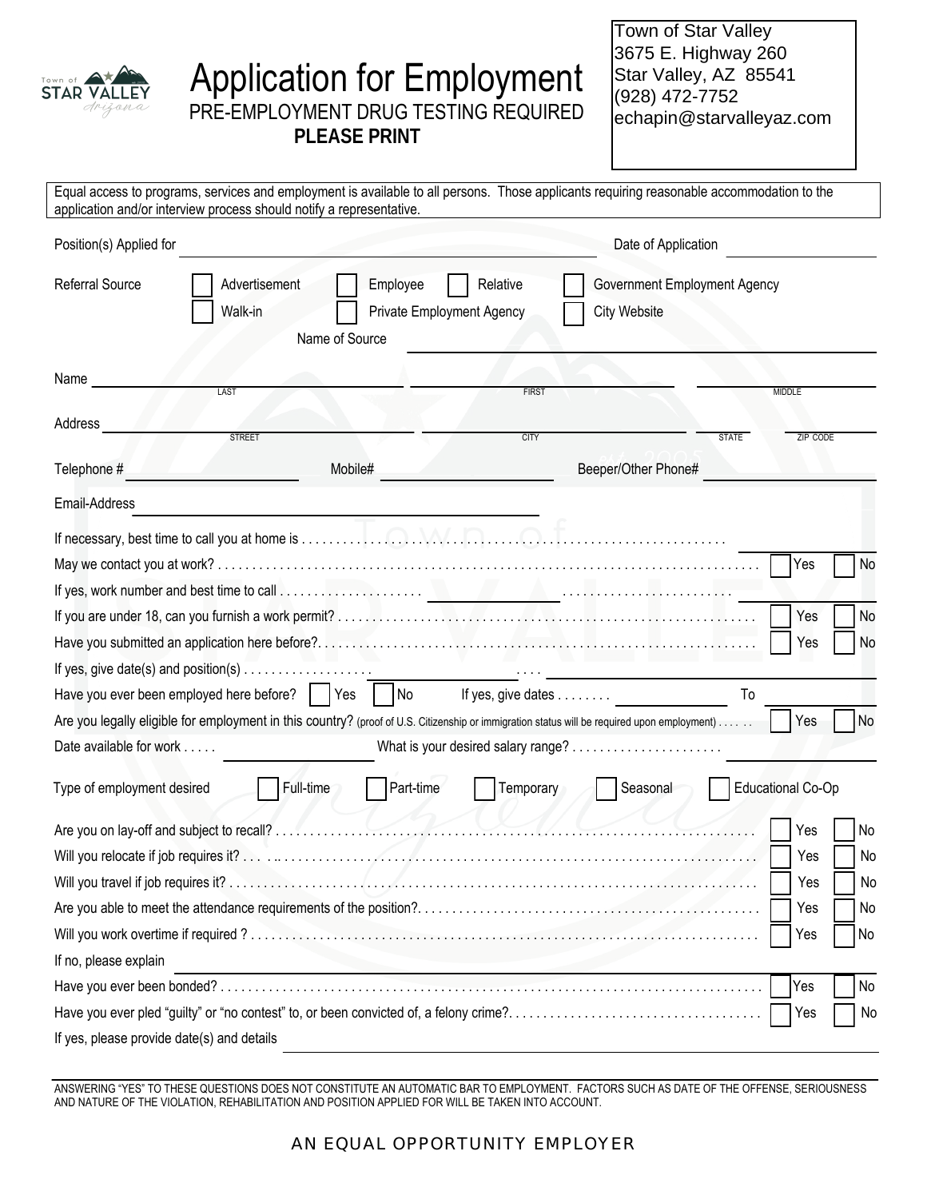# Application for Employment

PRE-EMPLOYMENT DRUG TESTING REQUIRED

**PLEASE PRINT**

Town of Star Valley
3675 E. Highway 260
Star Valley, AZ 85541
(928) 472-7752
echapin@starvalleyaz.com

Equal access to programs, services and employment is available to all persons. Those applicants requiring reasonable accommodation to the application and/or interview process should notify a representative.

Position(s) Applied for ______________________________ Date of Application ______________

Referral Source ☐ Advertisement ☐ Employee ☐ Relative ☐ Government Employment Agency
☐ Walk-in ☐ Private Employment Agency ☐ City Website

Name of Source ______________________________

Name ______________ (LAST) ______________ (FIRST) ______________ (MIDDLE)

Address ______________ (STREET) ______________ (CITY) ______ (STATE) ______ (ZIP CODE)

Telephone # ______________ Mobile# ______________ Beeper/Other Phone# ______________

Email-Address ______________________________

If necessary, best time to call you at home is . . . . . . . . . . . . . . . . . . . . ______________

May we contact you at work? . . . . . . . . . . . . . . . . . . . . ☐ Yes ☐ No

If yes, work number and best time to call . . . . . . . . . . ______________ . . . . . . . . ______________

If you are under 18, can you furnish a work permit? . . . . . . . . . . . . . . . . ☐ Yes ☐ No

Have you submitted an application here before? . . . . . . . . . . . . . . . . ☐ Yes ☐ No

If yes, give date(s) and position(s) . . . . . . . . . . ______________ . . . . ______________

Have you ever been employed here before? ☐ Yes ☐ No If yes, give dates . . . . . . . . ______________ To ______________

Are you legally eligible for employment in this country? (proof of U.S. Citizenship or immigration status will be required upon employment) . . . . . . ☐ Yes ☐ No

Date available for work . . . . . ______________ What is your desired salary range? . . . . . . . . . . ______________

Type of employment desired ☐ Full-time ☐ Part-time ☐ Temporary ☐ Seasonal ☐ Educational Co-Op

Are you on lay-off and subject to recall? . . . . . . . . . . . . . . . . ☐ Yes ☐ No

Will you relocate if job requires it? . . . . . . . . . . . . . . . . ☐ Yes ☐ No

Will you travel if job requires it? . . . . . . . . . . . . . . . . ☐ Yes ☐ No

Are you able to meet the attendance requirements of the position? . . . . . . . . . . . . . . . . ☐ Yes ☐ No

Will you work overtime if required ? . . . . . . . . . . . . . . . . ☐ Yes ☐ No

If no, please explain ______________________________

Have you ever been bonded? . . . . . . . . . . . . . . . . ☐ Yes ☐ No

Have you ever pled "guilty" or "no contest" to, or been convicted of, a felony crime? . . . . . . . . . . . . . . . . ☐ Yes ☐ No

If yes, please provide date(s) and details ______________________________

ANSWERING "YES" TO THESE QUESTIONS DOES NOT CONSTITUTE AN AUTOMATIC BAR TO EMPLOYMENT. FACTORS SUCH AS DATE OF THE OFFENSE, SERIOUSNESS AND NATURE OF THE VIOLATION, REHABILITATION AND POSITION APPLIED FOR WILL BE TAKEN INTO ACCOUNT.

AN EQUAL OPPORTUNITY EMPLOYER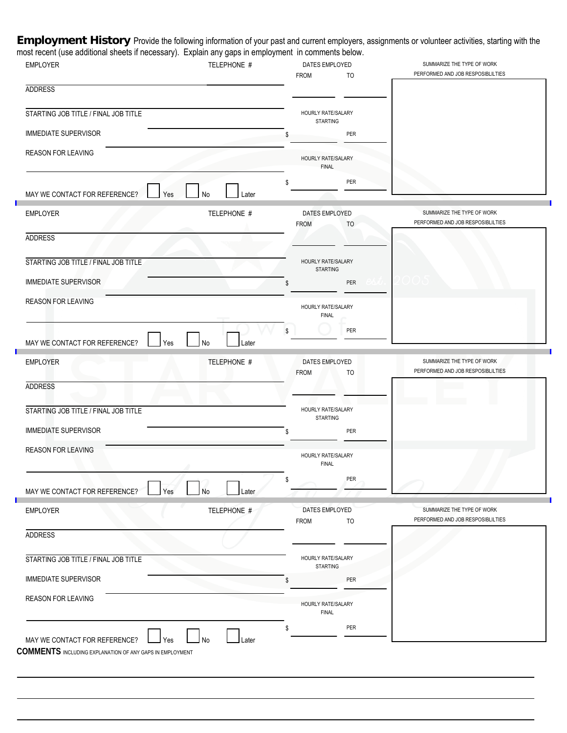**Employment History** Provide the following information of your past and current employers, assignments or volunteer activities, starting with the most recent (use additional sheets if necessary). Explain any gaps in employment in comments below.

EMPLOYER ____________________ TELEPHONE # ____________________

DATES EMPLOYED FROM __________ TO __________

SUMMARIZE THE TYPE OF WORK PERFORMED AND JOB RESPOSIBLILTIES

ADDRESS ____________________

STARTING JOB TITLE / FINAL JOB TITLE ____________________

HOURLY RATE/SALARY STARTING $ __________ PER __________

IMMEDIATE SUPERVISOR ____________________

REASON FOR LEAVING ____________________

HOURLY RATE/SALARY FINAL $ __________ PER __________

MAY WE CONTACT FOR REFERENCE? ☐ Yes ☐ No ☐ Later

---

EMPLOYER ____________________ TELEPHONE # ____________________

DATES EMPLOYED FROM __________ TO __________

SUMMARIZE THE TYPE OF WORK PERFORMED AND JOB RESPOSIBLILTIES

ADDRESS ____________________

STARTING JOB TITLE / FINAL JOB TITLE ____________________

HOURLY RATE/SALARY STARTING $ __________ PER __________

IMMEDIATE SUPERVISOR ____________________

REASON FOR LEAVING ____________________

HOURLY RATE/SALARY FINAL $ __________ PER __________

MAY WE CONTACT FOR REFERENCE? ☐ Yes ☐ No ☐ Later

---

EMPLOYER ____________________ TELEPHONE # ____________________

DATES EMPLOYED FROM __________ TO __________

SUMMARIZE THE TYPE OF WORK PERFORMED AND JOB RESPOSIBLILTIES

ADDRESS ____________________

STARTING JOB TITLE / FINAL JOB TITLE ____________________

HOURLY RATE/SALARY STARTING $ __________ PER __________

IMMEDIATE SUPERVISOR ____________________

REASON FOR LEAVING ____________________

HOURLY RATE/SALARY FINAL $ __________ PER __________

MAY WE CONTACT FOR REFERENCE? ☐ Yes ☐ No ☐ Later

---

EMPLOYER ____________________ TELEPHONE # ____________________

DATES EMPLOYED FROM __________ TO __________

SUMMARIZE THE TYPE OF WORK PERFORMED AND JOB RESPOSIBLILTIES

ADDRESS ____________________

STARTING JOB TITLE / FINAL JOB TITLE ____________________

HOURLY RATE/SALARY STARTING $ __________ PER __________

IMMEDIATE SUPERVISOR ____________________

REASON FOR LEAVING ____________________

HOURLY RATE/SALARY FINAL $ __________ PER __________

MAY WE CONTACT FOR REFERENCE? ☐ Yes ☐ No ☐ Later

**COMMENTS** INCLUDING EXPLANATION OF ANY GAPS IN EMPLOYMENT

____________________________________________________________

____________________________________________________________

____________________________________________________________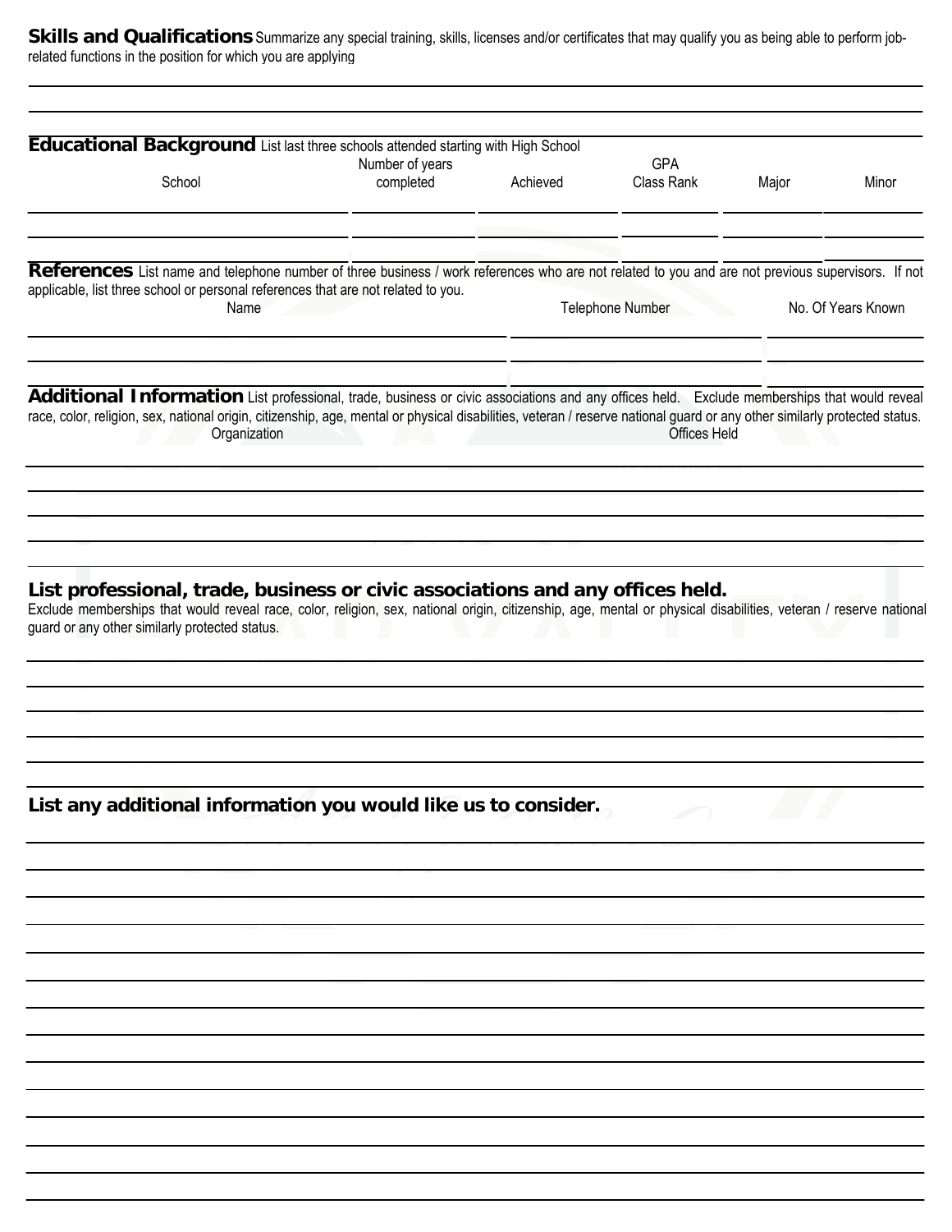**Skills and Qualifications** Summarize any special training, skills, licenses and/or certificates that may qualify you as being able to perform job-related functions in the position for which you are applying

**Educational Background** List last three schools attended starting with High School

| School | Number of years completed | Achieved | GPA Class Rank | Major | Minor |
|---|---|---|---|---|---|
| | | | | | |
| | | | | | |
| | | | | | |

**References** List name and telephone number of three business / work references who are not related to you and are not previous supervisors. If not applicable, list three school or personal references that are not related to you.

| Name | Telephone Number | No. Of Years Known |
|---|---|---|
| | | |
| | | |
| | | |

**Additional Information** List professional, trade, business or civic associations and any offices held. Exclude memberships that would reveal race, color, religion, sex, national origin, citizenship, age, mental or physical disabilities, veteran / reserve national guard or any other similarly protected status.

| Organization | Offices Held |
|---|---|
| | |
| | |
| | |
| | |
| | |

**List professional, trade, business or civic associations and any offices held.**

Exclude memberships that would reveal race, color, religion, sex, national origin, citizenship, age, mental or physical disabilities, veteran / reserve national guard or any other similarly protected status.

**List any additional information you would like us to consider.**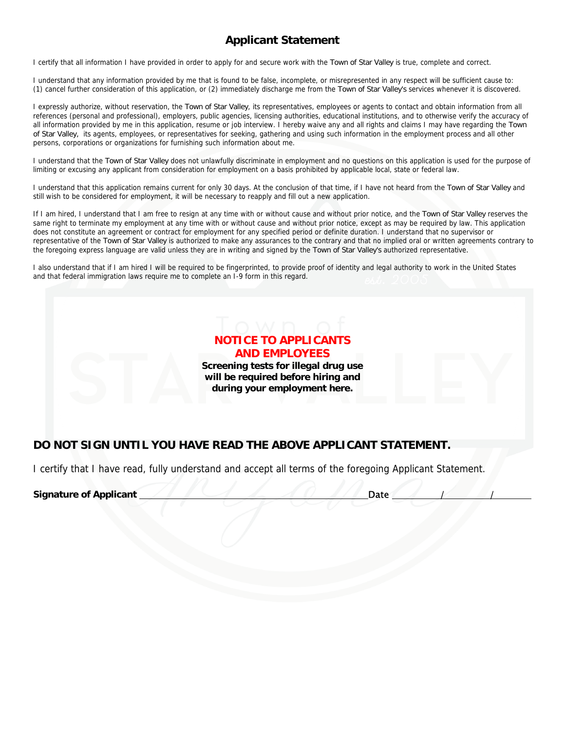# Applicant Statement

I certify that all information I have provided in order to apply for and secure work with the Town of Star Valley is true, complete and correct.

I understand that any information provided by me that is found to be false, incomplete, or misrepresented in any respect will be sufficient cause to: (1) cancel further consideration of this application, or (2) immediately discharge me from the Town of Star Valley's services whenever it is discovered.

I expressly authorize, without reservation, the Town of Star Valley, its representatives, employees or agents to contact and obtain information from all references (personal and professional), employers, public agencies, licensing authorities, educational institutions, and to otherwise verify the accuracy of all information provided by me in this application, resume or job interview. I hereby waive any and all rights and claims I may have regarding the Town of Star Valley, its agents, employees, or representatives for seeking, gathering and using such information in the employment process and all other persons, corporations or organizations for furnishing such information about me.

I understand that the Town of Star Valley does not unlawfully discriminate in employment and no questions on this application is used for the purpose of limiting or excusing any applicant from consideration for employment on a basis prohibited by applicable local, state or federal law.

I understand that this application remains current for only 30 days. At the conclusion of that time, if I have not heard from the Town of Star Valley and still wish to be considered for employment, it will be necessary to reapply and fill out a new application.

If I am hired, I understand that I am free to resign at any time with or without cause and without prior notice, and the Town of Star Valley reserves the same right to terminate my employment at any time with or without cause and without prior notice, except as may be required by law. This application does not constitute an agreement or contract for employment for any specified period or definite duration. I understand that no supervisor or representative of the Town of Star Valley is authorized to make any assurances to the contrary and that no implied oral or written agreements contrary to the foregoing express language are valid unless they are in writing and signed by the Town of Star Valley's authorized representative.

I also understand that if I am hired I will be required to be fingerprinted, to provide proof of identity and legal authority to work in the United States and that federal immigration laws require me to complete an I-9 form in this regard.

**NOTICE TO APPLICANTS AND EMPLOYEES**

**Screening tests for illegal drug use will be required before hiring and during your employment here.**

## DO NOT SIGN UNTIL YOU HAVE READ THE ABOVE APPLICANT STATEMENT.

I certify that I have read, fully understand and accept all terms of the foregoing Applicant Statement.

**Signature of Applicant** ______________________________ Date ______/______/______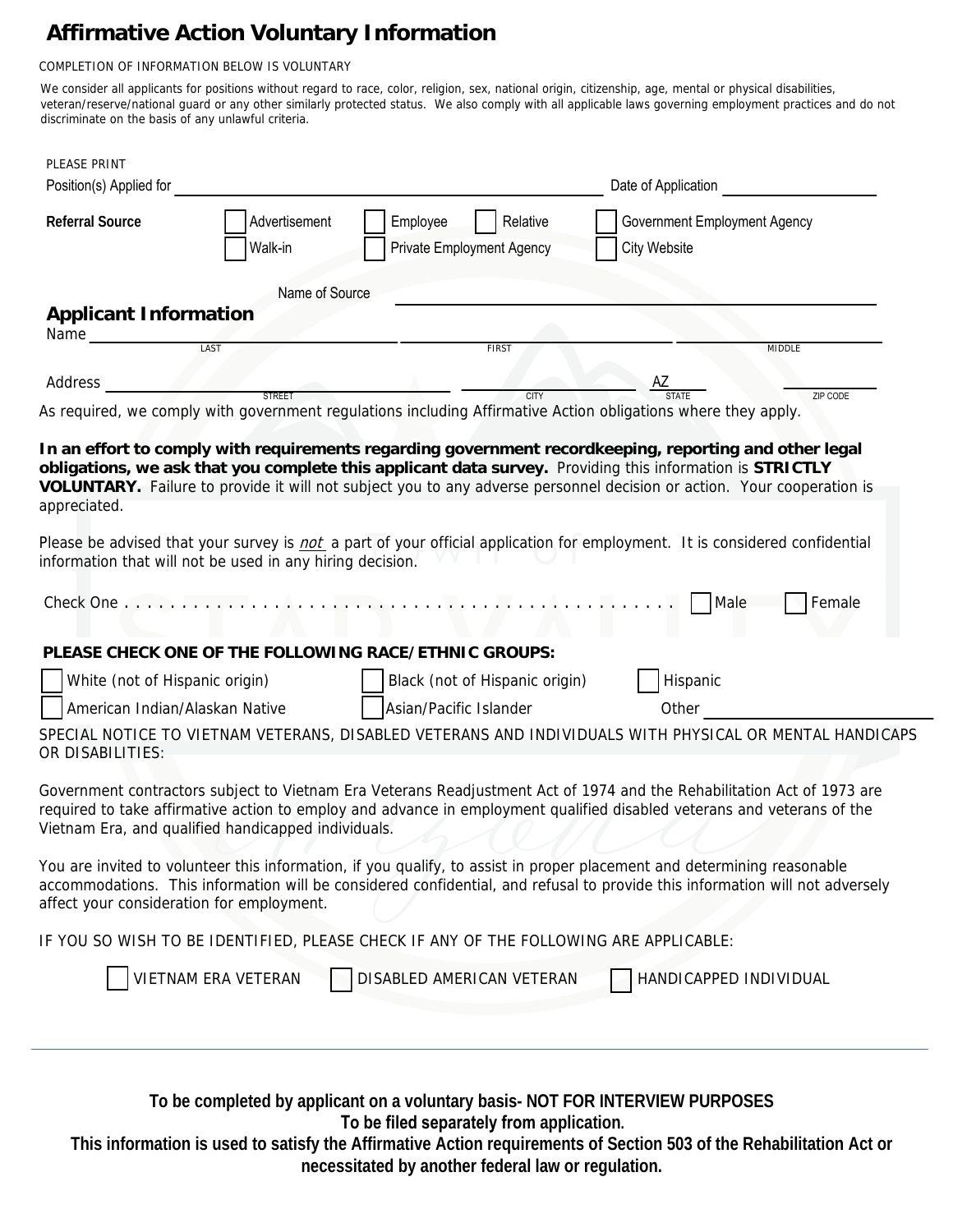# Affirmative Action Voluntary Information

COMPLETION OF INFORMATION BELOW IS VOLUNTARY

We consider all applicants for positions without regard to race, color, religion, sex, national origin, citizenship, age, mental or physical disabilities, veteran/reserve/national guard or any other similarly protected status. We also comply with all applicable laws governing employment practices and do not discriminate on the basis of any unlawful criteria.

PLEASE PRINT

Position(s) Applied for ______________________________ Date of Application ______________

**Referral Source** ☐ Advertisement ☐ Employee ☐ Relative ☐ Government Employment Agency ☐ Walk-in ☐ Private Employment Agency ☐ City Website

Name of Source ______________________________

## Applicant Information

Name ______________ ______________ ______________
LAST FIRST MIDDLE

Address ______________ ______________ AZ ______________
STREET CITY STATE ZIP CODE

As required, we comply with government regulations including Affirmative Action obligations where they apply.

**In an effort to comply with requirements regarding government recordkeeping, reporting and other legal obligations, we ask that you complete this applicant data survey.** Providing this information is **STRICTLY VOLUNTARY.** Failure to provide it will not subject you to any adverse personnel decision or action. Your cooperation is appreciated.

Please be advised that your survey is *not* a part of your official application for employment. It is considered confidential information that will not be used in any hiring decision.

Check One . . . . . . . . . . . . . . . . . . . . . . . . . . . . . . . . . . . . . . . . . . . . . . ☐ Male ☐ Female

**PLEASE CHECK ONE OF THE FOLLOWING RACE/ETHNIC GROUPS:**

☐ White (not of Hispanic origin) ☐ Black (not of Hispanic origin) ☐ Hispanic
☐ American Indian/Alaskan Native ☐ Asian/Pacific Islander Other ______________

SPECIAL NOTICE TO VIETNAM VETERANS, DISABLED VETERANS AND INDIVIDUALS WITH PHYSICAL OR MENTAL HANDICAPS OR DISABILITIES:

Government contractors subject to Vietnam Era Veterans Readjustment Act of 1974 and the Rehabilitation Act of 1973 are required to take affirmative action to employ and advance in employment qualified disabled veterans and veterans of the Vietnam Era, and qualified handicapped individuals.

You are invited to volunteer this information, if you qualify, to assist in proper placement and determining reasonable accommodations. This information will be considered confidential, and refusal to provide this information will not adversely affect your consideration for employment.

IF YOU SO WISH TO BE IDENTIFIED, PLEASE CHECK IF ANY OF THE FOLLOWING ARE APPLICABLE:

☐ VIETNAM ERA VETERAN ☐ DISABLED AMERICAN VETERAN ☐ HANDICAPPED INDIVIDUAL

---

**To be completed by applicant on a voluntary basis- NOT FOR INTERVIEW PURPOSES**
**To be filed separately from application.**
**This information is used to satisfy the Affirmative Action requirements of Section 503 of the Rehabilitation Act or necessitated by another federal law or regulation.**